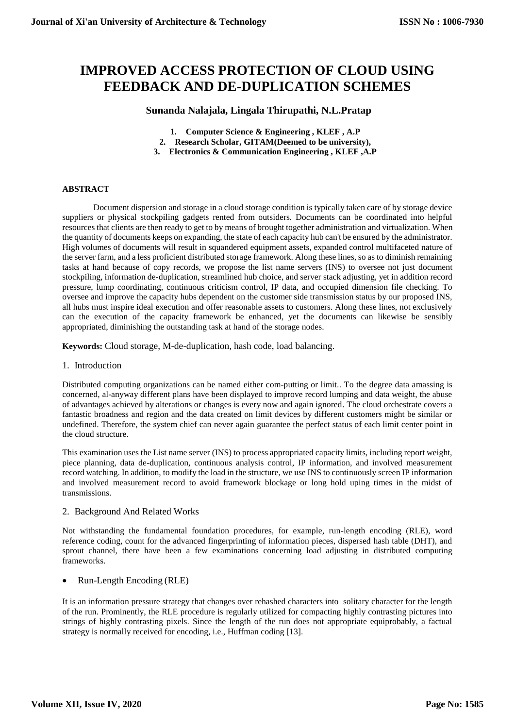# IMPROVED ACCESS PROTECTION OF CLOUD USING FEEDBACK AND DE-DUPLICATION SCHEMES

**Sunanda Nalajala, Lingala Thirupathi, N.L.Pratap**

1. **Computer Science & Engineering , KLEF , A.P**
2. **Research Scholar, GITAM(Deemed to be university),**
3. **Electronics & Communication Engineering , KLEF ,A.P**

**ABSTRACT**

Document dispersion and storage in a cloud storage condition is typically taken care of by storage device suppliers or physical stockpiling gadgets rented from outsiders. Documents can be coordinated into helpful resources that clients are then ready to get to by means of brought together administration and virtualization. When the quantity of documents keeps on expanding, the state of each capacity hub can't be ensured by the administrator. High volumes of documents will result in squandered equipment assets, expanded control multifaceted nature of the server farm, and a less proficient distributed storage framework. Along these lines, so as to diminish remaining tasks at hand because of copy records, we propose the list name servers (INS) to oversee not just document stockpiling, information de-duplication, streamlined hub choice, and server stack adjusting, yet in addition record pressure, lump coordinating, continuous criticism control, IP data, and occupied dimension file checking. To oversee and improve the capacity hubs dependent on the customer side transmission status by our proposed INS, all hubs must inspire ideal execution and offer reasonable assets to customers. Along these lines, not exclusively can the execution of the capacity framework be enhanced, yet the documents can likewise be sensibly appropriated, diminishing the outstanding task at hand of the storage nodes.

**Keywords:** Cloud storage, M-de-duplication, hash code, load balancing.

## 1. Introduction

Distributed computing organizations can be named either com-putting or limit.. To the degree data amassing is concerned, al-anyway different plans have been displayed to improve record lumping and data weight, the abuse of advantages achieved by alterations or changes is every now and again ignored. The cloud orchestrate covers a fantastic broadness and region and the data created on limit devices by different customers might be similar or undefined. Therefore, the system chief can never again guarantee the perfect status of each limit center point in the cloud structure.

This examination uses the List name server (INS) to process appropriated capacity limits, including report weight, piece planning, data de-duplication, continuous analysis control, IP information, and involved measurement record watching. In addition, to modify the load in the structure, we use INS to continuously screen IP information and involved measurement record to avoid framework blockage or long hold uping times in the midst of transmissions.

## 2. Background And Related Works

Not withstanding the fundamental foundation procedures, for example, run-length encoding (RLE), word reference coding, count for the advanced fingerprinting of information pieces, dispersed hash table (DHT), and sprout channel, there have been a few examinations concerning load adjusting in distributed computing frameworks.

- Run-Length Encoding (RLE)

It is an information pressure strategy that changes over rehashed characters into solitary character for the length of the run. Prominently, the RLE procedure is regularly utilized for compacting highly contrasting pictures into strings of highly contrasting pixels. Since the length of the run does not appropriate equiprobably, a factual strategy is normally received for encoding, i.e., Huffman coding [13].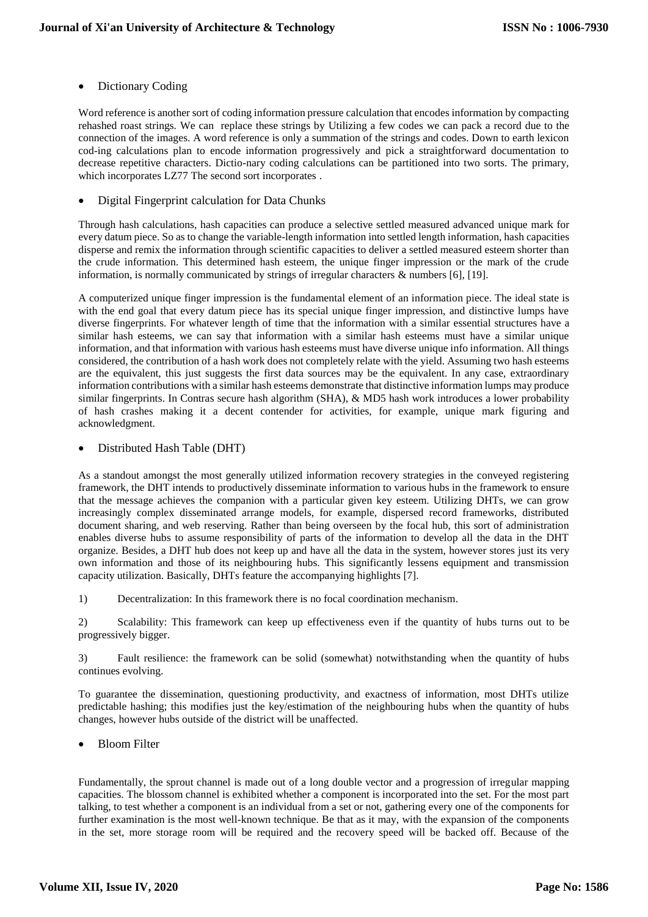- Dictionary Coding

Word reference is another sort of coding information pressure calculation that encodes information by compacting rehashed roast strings. We can replace these strings by Utilizing a few codes we can pack a record due to the connection of the images. A word reference is only a summation of the strings and codes. Down to earth lexicon cod-ing calculations plan to encode information progressively and pick a straightforward documentation to decrease repetitive characters. Dictio-nary coding calculations can be partitioned into two sorts. The primary, which incorporates LZ77 The second sort incorporates .

- Digital Fingerprint calculation for Data Chunks

Through hash calculations, hash capacities can produce a selective settled measured advanced unique mark for every datum piece. So as to change the variable-length information into settled length information, hash capacities disperse and remix the information through scientific capacities to deliver a settled measured esteem shorter than the crude information. This determined hash esteem, the unique finger impression or the mark of the crude information, is normally communicated by strings of irregular characters & numbers [6], [19].

A computerized unique finger impression is the fundamental element of an information piece. The ideal state is with the end goal that every datum piece has its special unique finger impression, and distinctive lumps have diverse fingerprints. For whatever length of time that the information with a similar essential structures have a similar hash esteems, we can say that information with a similar hash esteems must have a similar unique information, and that information with various hash esteems must have diverse unique info information. All things considered, the contribution of a hash work does not completely relate with the yield. Assuming two hash esteems are the equivalent, this just suggests the first data sources may be the equivalent. In any case, extraordinary information contributions with a similar hash esteems demonstrate that distinctive information lumps may produce similar fingerprints. In Contras secure hash algorithm (SHA), & MD5 hash work introduces a lower probability of hash crashes making it a decent contender for activities, for example, unique mark figuring and acknowledgment.

- Distributed Hash Table (DHT)

As a standout amongst the most generally utilized information recovery strategies in the conveyed registering framework, the DHT intends to productively disseminate information to various hubs in the framework to ensure that the message achieves the companion with a particular given key esteem. Utilizing DHTs, we can grow increasingly complex disseminated arrange models, for example, dispersed record frameworks, distributed document sharing, and web reserving. Rather than being overseen by the focal hub, this sort of administration enables diverse hubs to assume responsibility of parts of the information to develop all the data in the DHT organize. Besides, a DHT hub does not keep up and have all the data in the system, however stores just its very own information and those of its neighbouring hubs. This significantly lessens equipment and transmission capacity utilization. Basically, DHTs feature the accompanying highlights [7].

1) Decentralization: In this framework there is no focal coordination mechanism.

2) Scalability: This framework can keep up effectiveness even if the quantity of hubs turns out to be progressively bigger.

3) Fault resilience: the framework can be solid (somewhat) notwithstanding when the quantity of hubs continues evolving.

To guarantee the dissemination, questioning productivity, and exactness of information, most DHTs utilize predictable hashing; this modifies just the key/estimation of the neighbouring hubs when the quantity of hubs changes, however hubs outside of the district will be unaffected.

- Bloom Filter

Fundamentally, the sprout channel is made out of a long double vector and a progression of irregular mapping capacities. The blossom channel is exhibited whether a component is incorporated into the set. For the most part talking, to test whether a component is an individual from a set or not, gathering every one of the components for further examination is the most well-known technique. Be that as it may, with the expansion of the components in the set, more storage room will be required and the recovery speed will be backed off. Because of the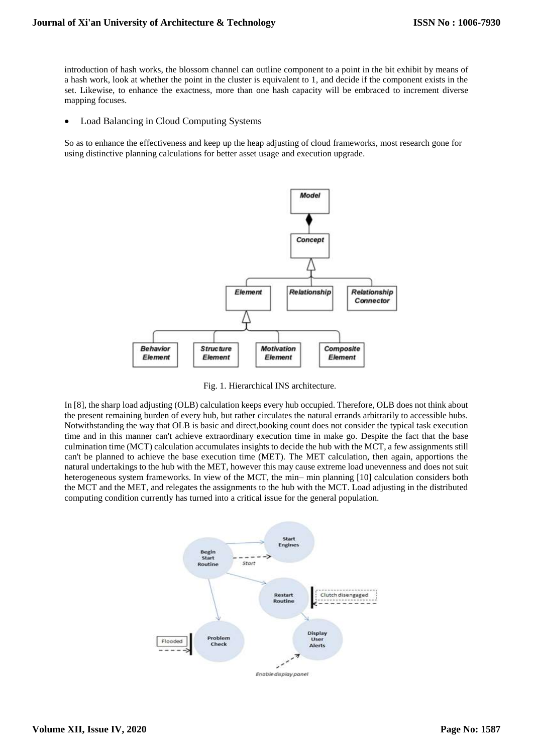introduction of hash works, the blossom channel can outline component to a point in the bit exhibit by means of a hash work, look at whether the point in the cluster is equivalent to 1, and decide if the component exists in the set. Likewise, to enhance the exactness, more than one hash capacity will be embraced to increment diverse mapping focuses.

- Load Balancing in Cloud Computing Systems

So as to enhance the effectiveness and keep up the heap adjusting of cloud frameworks, most research gone for using distinctive planning calculations for better asset usage and execution upgrade.

Fig. 1. Hierarchical INS architecture.

In [8], the sharp load adjusting (OLB) calculation keeps every hub occupied. Therefore, OLB does not think about the present remaining burden of every hub, but rather circulates the natural errands arbitrarily to accessible hubs. Notwithstanding the way that OLB is basic and direct,booking count does not consider the typical task execution time and in this manner can't achieve extraordinary execution time in make go. Despite the fact that the base culmination time (MCT) calculation accumulates insights to decide the hub with the MCT, a few assignments still can't be planned to achieve the base execution time (MET). The MET calculation, then again, apportions the natural undertakings to the hub with the MET, however this may cause extreme load unevenness and does not suit heterogeneous system frameworks. In view of the MCT, the min– min planning [10] calculation considers both the MCT and the MET, and relegates the assignments to the hub with the MCT. Load adjusting in the distributed computing condition currently has turned into a critical issue for the general population.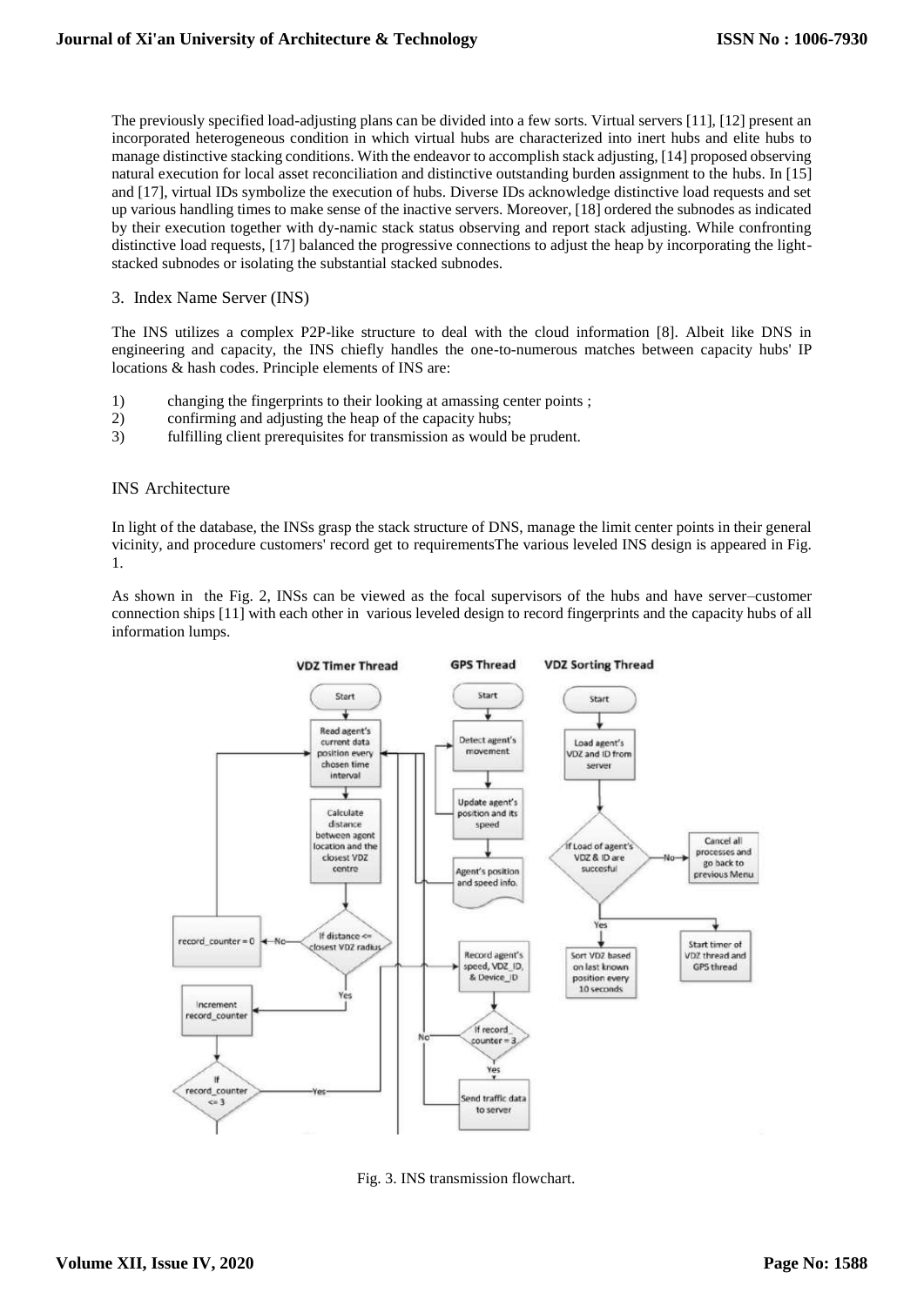The previously specified load-adjusting plans can be divided into a few sorts. Virtual servers [11], [12] present an incorporated heterogeneous condition in which virtual hubs are characterized into inert hubs and elite hubs to manage distinctive stacking conditions. With the endeavor to accomplish stack adjusting, [14] proposed observing natural execution for local asset reconciliation and distinctive outstanding burden assignment to the hubs. In [15] and [17], virtual IDs symbolize the execution of hubs. Diverse IDs acknowledge distinctive load requests and set up various handling times to make sense of the inactive servers. Moreover, [18] ordered the subnodes as indicated by their execution together with dy-namic stack status observing and report stack adjusting. While confronting distinctive load requests, [17] balanced the progressive connections to adjust the heap by incorporating the light-stacked subnodes or isolating the substantial stacked subnodes.

## 3. Index Name Server (INS)

The INS utilizes a complex P2P-like structure to deal with the cloud information [8]. Albeit like DNS in engineering and capacity, the INS chiefly handles the one-to-numerous matches between capacity hubs' IP locations & hash codes. Principle elements of INS are:

1) changing the fingerprints to their looking at amassing center points ;
2) confirming and adjusting the heap of the capacity hubs;
3) fulfilling client prerequisites for transmission as would be prudent.

### INS Architecture

In light of the database, the INSs grasp the stack structure of DNS, manage the limit center points in their general vicinity, and procedure customers' record get to requirementsThe various leveled INS design is appeared in Fig. 1.

As shown in the Fig. 2, INSs can be viewed as the focal supervisors of the hubs and have server–customer connection ships [11] with each other in various leveled design to record fingerprints and the capacity hubs of all information lumps.

Fig. 3. INS transmission flowchart.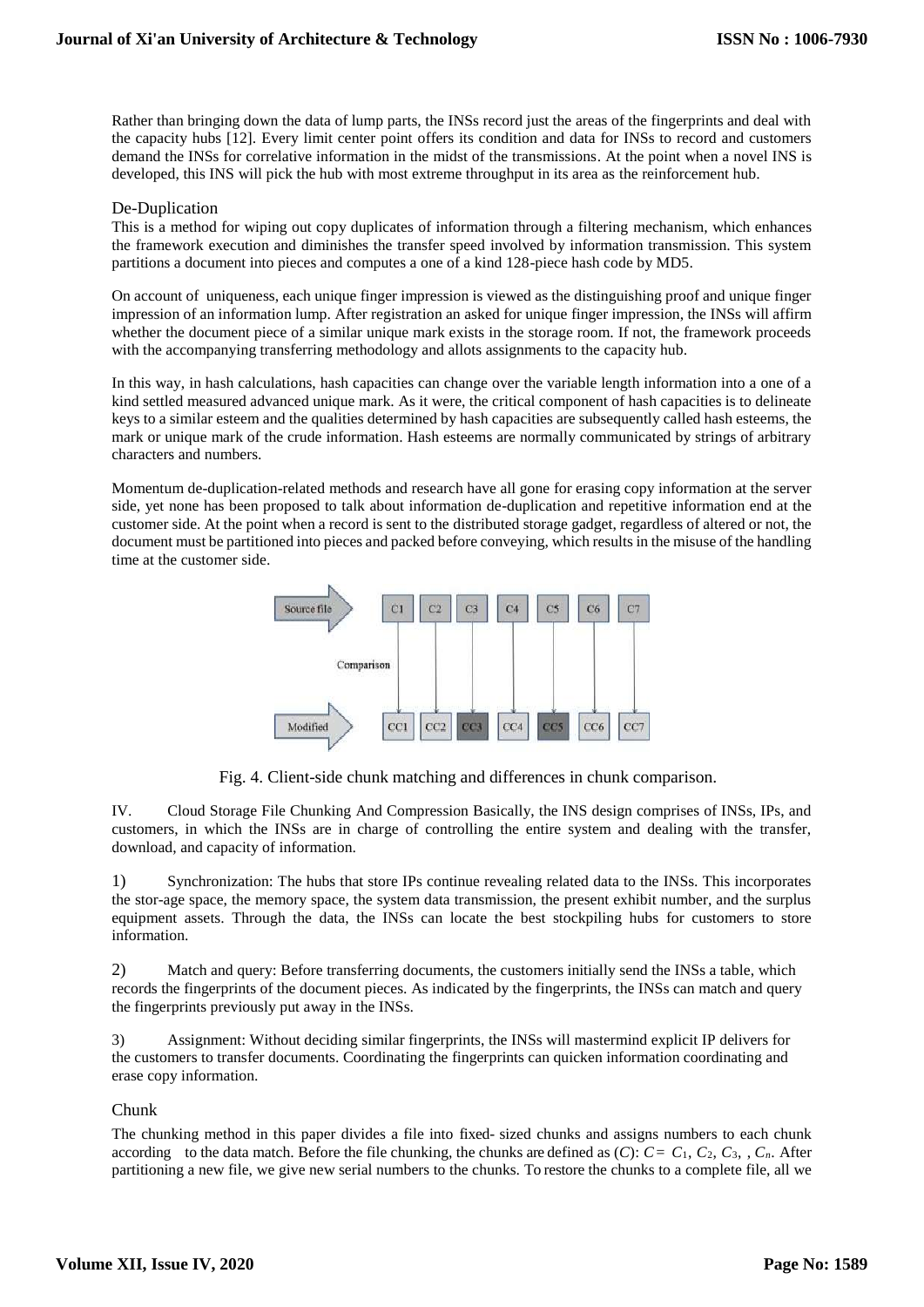Rather than bringing down the data of lump parts, the INSs record just the areas of the fingerprints and deal with the capacity hubs [12]. Every limit center point offers its condition and data for INSs to record and customers demand the INSs for correlative information in the midst of the transmissions. At the point when a novel INS is developed, this INS will pick the hub with most extreme throughput in its area as the reinforcement hub.

## De-Duplication

This is a method for wiping out copy duplicates of information through a filtering mechanism, which enhances the framework execution and diminishes the transfer speed involved by information transmission. This system partitions a document into pieces and computes a one of a kind 128-piece hash code by MD5.

On account of uniqueness, each unique finger impression is viewed as the distinguishing proof and unique finger impression of an information lump. After registration an asked for unique finger impression, the INSs will affirm whether the document piece of a similar unique mark exists in the storage room. If not, the framework proceeds with the accompanying transferring methodology and allots assignments to the capacity hub.

In this way, in hash calculations, hash capacities can change over the variable length information into a one of a kind settled measured advanced unique mark. As it were, the critical component of hash capacities is to delineate keys to a similar esteem and the qualities determined by hash capacities are subsequently called hash esteems, the mark or unique mark of the crude information. Hash esteems are normally communicated by strings of arbitrary characters and numbers.

Momentum de-duplication-related methods and research have all gone for erasing copy information at the server side, yet none has been proposed to talk about information de-duplication and repetitive information end at the customer side. At the point when a record is sent to the distributed storage gadget, regardless of altered or not, the document must be partitioned into pieces and packed before conveying, which results in the misuse of the handling time at the customer side.

Fig. 4. Client-side chunk matching and differences in chunk comparison.

IV. Cloud Storage File Chunking And Compression Basically, the INS design comprises of INSs, IPs, and customers, in which the INSs are in charge of controlling the entire system and dealing with the transfer, download, and capacity of information.

1) Synchronization: The hubs that store IPs continue revealing related data to the INSs. This incorporates the stor-age space, the memory space, the system data transmission, the present exhibit number, and the surplus equipment assets. Through the data, the INSs can locate the best stockpiling hubs for customers to store information.

2) Match and query: Before transferring documents, the customers initially send the INSs a table, which records the fingerprints of the document pieces. As indicated by the fingerprints, the INSs can match and query the fingerprints previously put away in the INSs.

3) Assignment: Without deciding similar fingerprints, the INSs will mastermind explicit IP delivers for the customers to transfer documents. Coordinating the fingerprints can quicken information coordinating and erase copy information.

## Chunk

The chunking method in this paper divides a file into fixed- sized chunks and assigns numbers to each chunk according to the data match. Before the file chunking, the chunks are defined as ($C$): $C = C_1, C_2, C_3, , C_n$. After partitioning a new file, we give new serial numbers to the chunks. To restore the chunks to a complete file, all we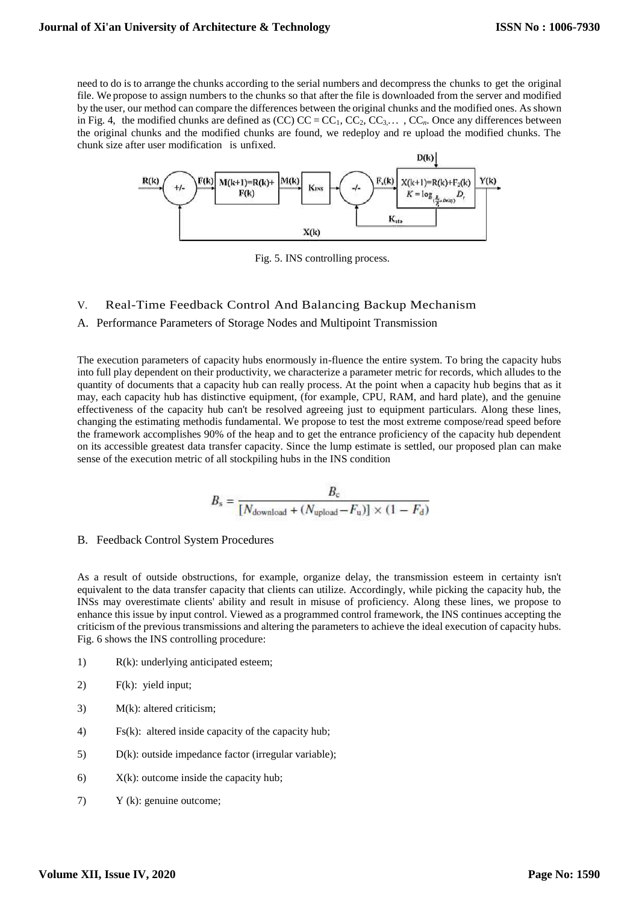need to do is to arrange the chunks according to the serial numbers and decompress the chunks to get the original file. We propose to assign numbers to the chunks so that after the file is downloaded from the server and modified by the user, our method can compare the differences between the original chunks and the modified ones. As shown in Fig. 4, the modified chunks are defined as (CC) $CC = CC_1, CC_2, CC_3, \ldots, CC_n$. Once any differences between the original chunks and the modified chunks are found, we redeploy and re upload the modified chunks. The chunk size after user modification is unfixed.

Fig. 5. INS controlling process.

## V. Real-Time Feedback Control And Balancing Backup Mechanism

### A. Performance Parameters of Storage Nodes and Multipoint Transmission

The execution parameters of capacity hubs enormously in-fluence the entire system. To bring the capacity hubs into full play dependent on their productivity, we characterize a parameter metric for records, which alludes to the quantity of documents that a capacity hub can really process. At the point when a capacity hub begins that as it may, each capacity hub has distinctive equipment, (for example, CPU, RAM, and hard plate), and the genuine effectiveness of the capacity hub can't be resolved agreeing just to equipment particulars. Along these lines, changing the estimating methodis fundamental. We propose to test the most extreme compose/read speed before the framework accomplishes 90% of the heap and to get the entrance proficiency of the capacity hub dependent on its accessible greatest data transfer capacity. Since the lump estimate is settled, our proposed plan can make sense of the execution metric of all stockpiling hubs in the INS condition

$$B_s = \frac{B_c}{[N_{\text{download}} + (N_{\text{upload}} - F_u)] \times (1 - F_d)}$$

### B. Feedback Control System Procedures

As a result of outside obstructions, for example, organize delay, the transmission esteem in certainty isn't equivalent to the data transfer capacity that clients can utilize. Accordingly, while picking the capacity hub, the INSs may overestimate clients' ability and result in misuse of proficiency. Along these lines, we propose to enhance this issue by input control. Viewed as a programmed control framework, the INS continues accepting the criticism of the previous transmissions and altering the parameters to achieve the ideal execution of capacity hubs. Fig. 6 shows the INS controlling procedure:

1) $R(k)$: underlying anticipated esteem;
2) $F(k)$: yield input;
3) $M(k)$: altered criticism;
4) $Fs(k)$: altered inside capacity of the capacity hub;
5) $D(k)$: outside impedance factor (irregular variable);
6) $X(k)$: outcome inside the capacity hub;
7) $Y(k)$: genuine outcome;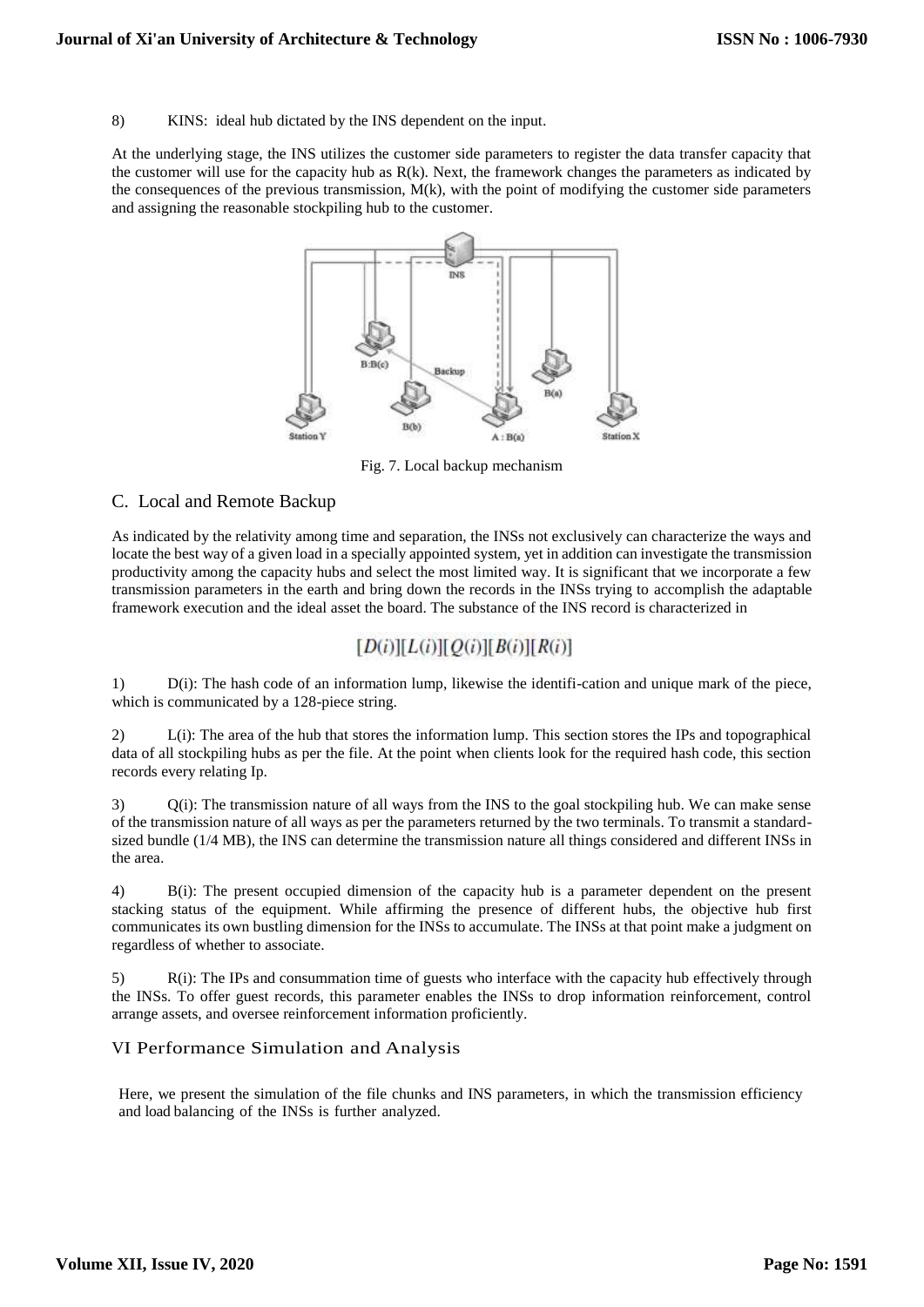8) KINS: ideal hub dictated by the INS dependent on the input.

At the underlying stage, the INS utilizes the customer side parameters to register the data transfer capacity that the customer will use for the capacity hub as $R(k)$. Next, the framework changes the parameters as indicated by the consequences of the previous transmission, $M(k)$, with the point of modifying the customer side parameters and assigning the reasonable stockpiling hub to the customer.

Fig. 7. Local backup mechanism

## C. Local and Remote Backup

As indicated by the relativity among time and separation, the INSs not exclusively can characterize the ways and locate the best way of a given load in a specially appointed system, yet in addition can investigate the transmission productivity among the capacity hubs and select the most limited way. It is significant that we incorporate a few transmission parameters in the earth and bring down the records in the INSs trying to accomplish the adaptable framework execution and the ideal asset the board. The substance of the INS record is characterized in

$$[D(i)][L(i)][Q(i)][B(i)][R(i)]$$

1) $D(i)$: The hash code of an information lump, likewise the identifi-cation and unique mark of the piece, which is communicated by a 128-piece string.

2) $L(i)$: The area of the hub that stores the information lump. This section stores the IPs and topographical data of all stockpiling hubs as per the file. At the point when clients look for the required hash code, this section records every relating Ip.

3) $Q(i)$: The transmission nature of all ways from the INS to the goal stockpiling hub. We can make sense of the transmission nature of all ways as per the parameters returned by the two terminals. To transmit a standard-sized bundle (1/4 MB), the INS can determine the transmission nature all things considered and different INSs in the area.

4) $B(i)$: The present occupied dimension of the capacity hub is a parameter dependent on the present stacking status of the equipment. While affirming the presence of different hubs, the objective hub first communicates its own bustling dimension for the INSs to accumulate. The INSs at that point make a judgment on regardless of whether to associate.

5) $R(i)$: The IPs and consummation time of guests who interface with the capacity hub effectively through the INSs. To offer guest records, this parameter enables the INSs to drop information reinforcement, control arrange assets, and oversee reinforcement information proficiently.

## VI Performance Simulation and Analysis

Here, we present the simulation of the file chunks and INS parameters, in which the transmission efficiency and load balancing of the INSs is further analyzed.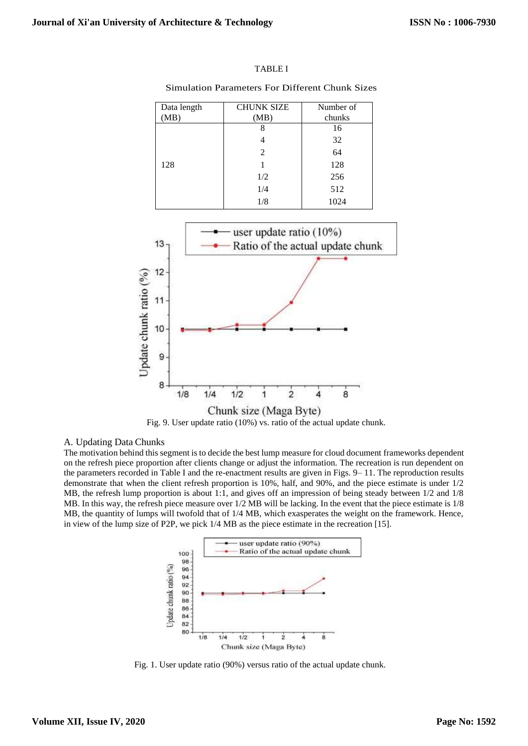TABLE I

Simulation Parameters For Different Chunk Sizes

| Data length (MB) | CHUNK SIZE (MB) | Number of chunks |
|---|---|---|
| 128 | 8 | 16 |
| | 4 | 32 |
| | 2 | 64 |
| | 1 | 128 |
| | 1/2 | 256 |
| | 1/4 | 512 |
| | 1/8 | 1024 |

Fig. 9. User update ratio (10%) vs. ratio of the actual update chunk.

## A. Updating Data Chunks

The motivation behind this segment is to decide the best lump measure for cloud document frameworks dependent on the refresh piece proportion after clients change or adjust the information. The recreation is run dependent on the parameters recorded in Table I and the re-enactment results are given in Figs. 9– 11. The reproduction results demonstrate that when the client refresh proportion is 10%, half, and 90%, and the piece estimate is under 1/2 MB, the refresh lump proportion is about 1:1, and gives off an impression of being steady between 1/2 and 1/8 MB. In this way, the refresh piece measure over 1/2 MB will be lacking. In the event that the piece estimate is 1/8 MB, the quantity of lumps will twofold that of 1/4 MB, which exasperates the weight on the framework. Hence, in view of the lump size of P2P, we pick 1/4 MB as the piece estimate in the recreation [15].

Fig. 1. User update ratio (90%) versus ratio of the actual update chunk.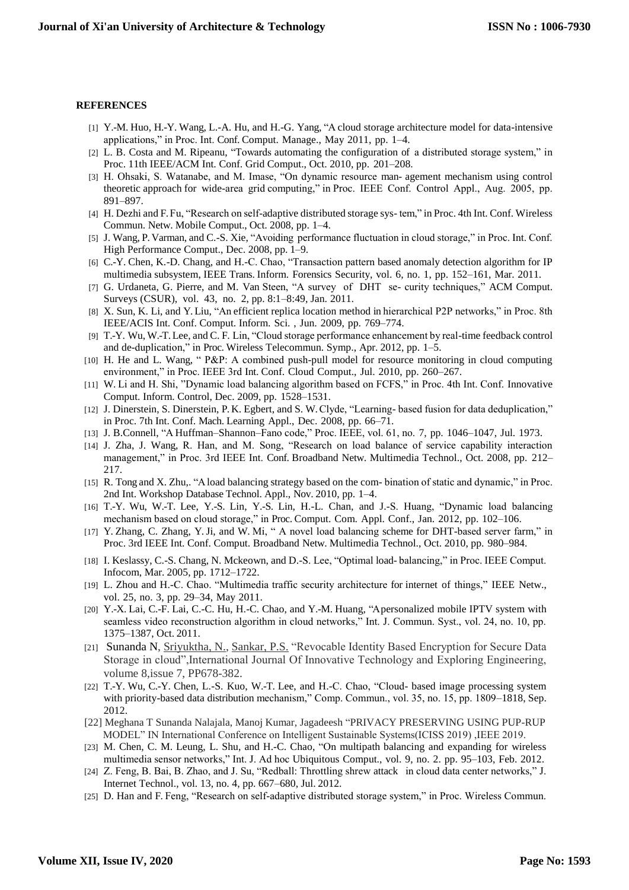**REFERENCES**

[1] Y.-M. Huo, H.-Y. Wang, L.-A. Hu, and H.-G. Yang, "A cloud storage architecture model for data-intensive applications," in Proc. Int. Conf. Comput. Manage., May 2011, pp. 1–4.

[2] L. B. Costa and M. Ripeanu, "Towards automating the configuration of a distributed storage system," in Proc. 11th IEEE/ACM Int. Conf. Grid Comput., Oct. 2010, pp. 201–208.

[3] H. Ohsaki, S. Watanabe, and M. Imase, "On dynamic resource man- agement mechanism using control theoretic approach for wide-area grid computing," in Proc. IEEE Conf. Control Appl., Aug. 2005, pp. 891–897.

[4] H. Dezhi and F. Fu, "Research on self-adaptive distributed storage sys- tem," in Proc. 4th Int. Conf. Wireless Commun. Netw. Mobile Comput., Oct. 2008, pp. 1–4.

[5] J. Wang, P. Varman, and C.-S. Xie, "Avoiding performance fluctuation in cloud storage," in Proc. Int. Conf. High Performance Comput., Dec. 2008, pp. 1–9.

[6] C.-Y. Chen, K.-D. Chang, and H.-C. Chao, "Transaction pattern based anomaly detection algorithm for IP multimedia subsystem, IEEE Trans. Inform. Forensics Security, vol. 6, no. 1, pp. 152–161, Mar. 2011.

[7] G. Urdaneta, G. Pierre, and M. Van Steen, "A survey of DHT se- curity techniques," ACM Comput. Surveys (CSUR), vol. 43, no. 2, pp. 8:1–8:49, Jan. 2011.

[8] X. Sun, K. Li, and Y. Liu, "An efficient replica location method in hierarchical P2P networks," in Proc. 8th IEEE/ACIS Int. Conf. Comput. Inform. Sci. , Jun. 2009, pp. 769–774.

[9] T.-Y. Wu, W.-T. Lee, and C. F. Lin, "Cloud storage performance enhancement by real-time feedback control and de-duplication," in Proc. Wireless Telecommun. Symp., Apr. 2012, pp. 1–5.

[10] H. He and L. Wang, " P&P: A combined push-pull model for resource monitoring in cloud computing environment," in Proc. IEEE 3rd Int. Conf. Cloud Comput., Jul. 2010, pp. 260–267.

[11] W. Li and H. Shi, "Dynamic load balancing algorithm based on FCFS," in Proc. 4th Int. Conf. Innovative Comput. Inform. Control, Dec. 2009, pp. 1528–1531.

[12] J. Dinerstein, S. Dinerstein, P. K. Egbert, and S. W. Clyde, "Learning- based fusion for data deduplication," in Proc. 7th Int. Conf. Mach. Learning Appl., Dec. 2008, pp. 66–71.

[13] J. B.Connell, "A Huffman–Shannon–Fano code," Proc. IEEE, vol. 61, no. 7, pp. 1046–1047, Jul. 1973.

[14] J. Zha, J. Wang, R. Han, and M. Song, "Research on load balance of service capability interaction management," in Proc. 3rd IEEE Int. Conf. Broadband Netw. Multimedia Technol., Oct. 2008, pp. 212–217.

[15] R. Tong and X. Zhu,. "A load balancing strategy based on the com- bination of static and dynamic," in Proc. 2nd Int. Workshop Database Technol. Appl., Nov. 2010, pp. 1–4.

[16] T.-Y. Wu, W.-T. Lee, Y.-S. Lin, Y.-S. Lin, H.-L. Chan, and J.-S. Huang, "Dynamic load balancing mechanism based on cloud storage," in Proc. Comput. Com. Appl. Conf., Jan. 2012, pp. 102–106.

[17] Y. Zhang, C. Zhang, Y. Ji, and W. Mi, " A novel load balancing scheme for DHT-based server farm," in Proc. 3rd IEEE Int. Conf. Comput. Broadband Netw. Multimedia Technol., Oct. 2010, pp. 980–984.

[18] I. Keslassy, C.-S. Chang, N. Mckeown, and D.-S. Lee, "Optimal load- balancing," in Proc. IEEE Comput. Infocom, Mar. 2005, pp. 1712–1722.

[19] L. Zhou and H.-C. Chao. "Multimedia traffic security architecture for internet of things," IEEE Netw., vol. 25, no. 3, pp. 29–34, May 2011.

[20] Y.-X. Lai, C.-F. Lai, C.-C. Hu, H.-C. Chao, and Y.-M. Huang, "Apersonalized mobile IPTV system with seamless video reconstruction algorithm in cloud networks," Int. J. Commun. Syst., vol. 24, no. 10, pp. 1375–1387, Oct. 2011.

[21] Sunanda N, Sriyuktha, N., Sankar, P.S. "Revocable Identity Based Encryption for Secure Data Storage in cloud",International Journal Of Innovative Technology and Exploring Engineering, volume 8,issue 7, PP678-382.

[22] T.-Y. Wu, C.-Y. Chen, L.-S. Kuo, W.-T. Lee, and H.-C. Chao, "Cloud- based image processing system with priority-based data distribution mechanism," Comp. Commun., vol. 35, no. 15, pp. 1809–1818, Sep. 2012.

[22] Meghana T Sunanda Nalajala, Manoj Kumar, Jagadeesh "PRIVACY PRESERVING USING PUP-RUP MODEL" IN International Conference on Intelligent Sustainable Systems(ICISS 2019) ,IEEE 2019.

[23] M. Chen, C. M. Leung, L. Shu, and H.-C. Chao, "On multipath balancing and expanding for wireless multimedia sensor networks," Int. J. Ad hoc Ubiquitous Comput., vol. 9, no. 2. pp. 95–103, Feb. 2012.

[24] Z. Feng, B. Bai, B. Zhao, and J. Su, "Redball: Throttling shrew attack in cloud data center networks," J. Internet Technol., vol. 13, no. 4, pp. 667–680, Jul. 2012.

[25] D. Han and F. Feng, "Research on self-adaptive distributed storage system," in Proc. Wireless Commun.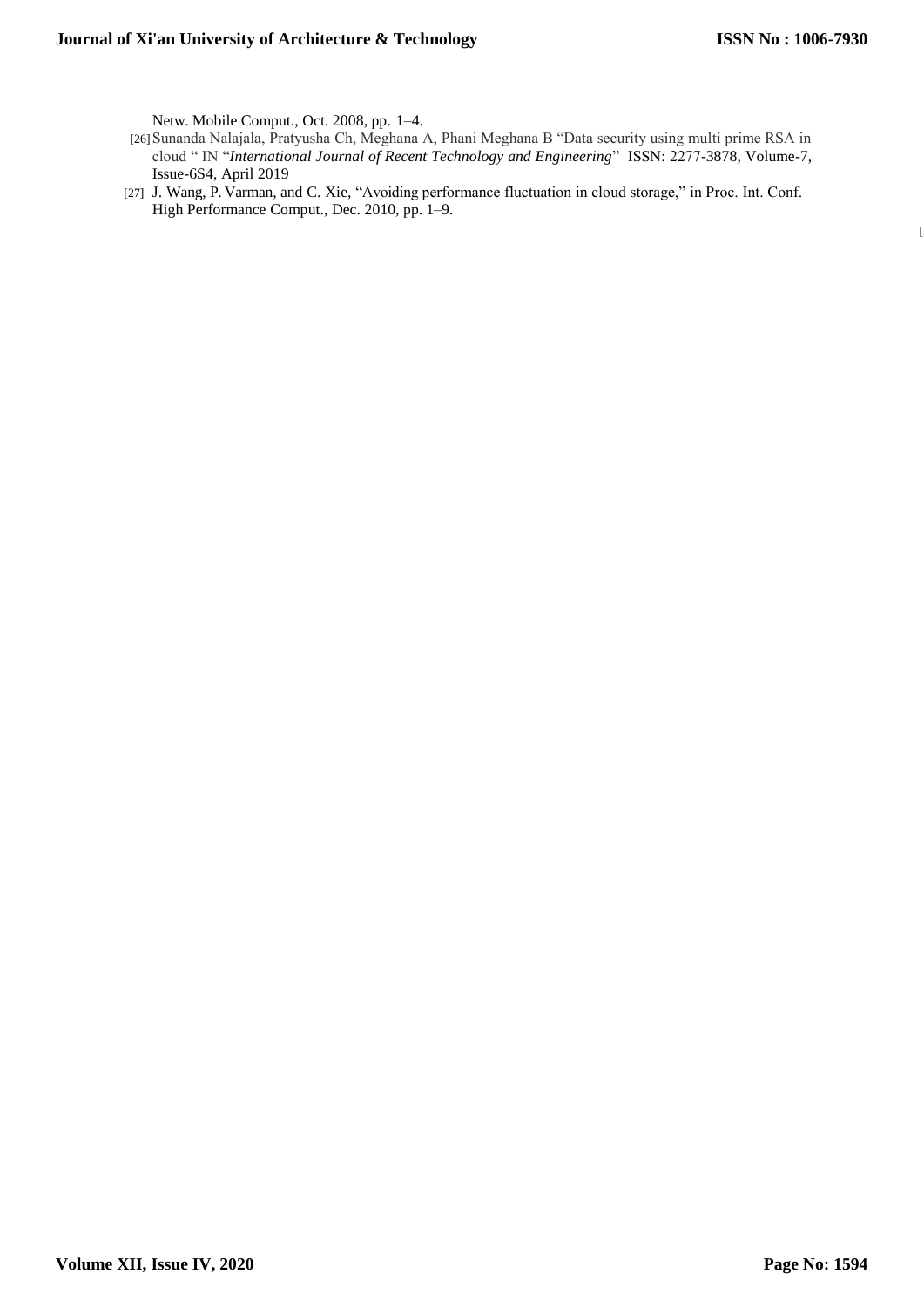Netw. Mobile Comput., Oct. 2008, pp. 1–4.

[26] Sunanda Nalajala, Pratyusha Ch, Meghana A, Phani Meghana B "Data security using multi prime RSA in cloud " IN "*International Journal of Recent Technology and Engineering*" ISSN: 2277-3878, Volume-7, Issue-6S4, April 2019

[27] J. Wang, P. Varman, and C. Xie, "Avoiding performance fluctuation in cloud storage," in Proc. Int. Conf. High Performance Comput., Dec. 2010, pp. 1–9.